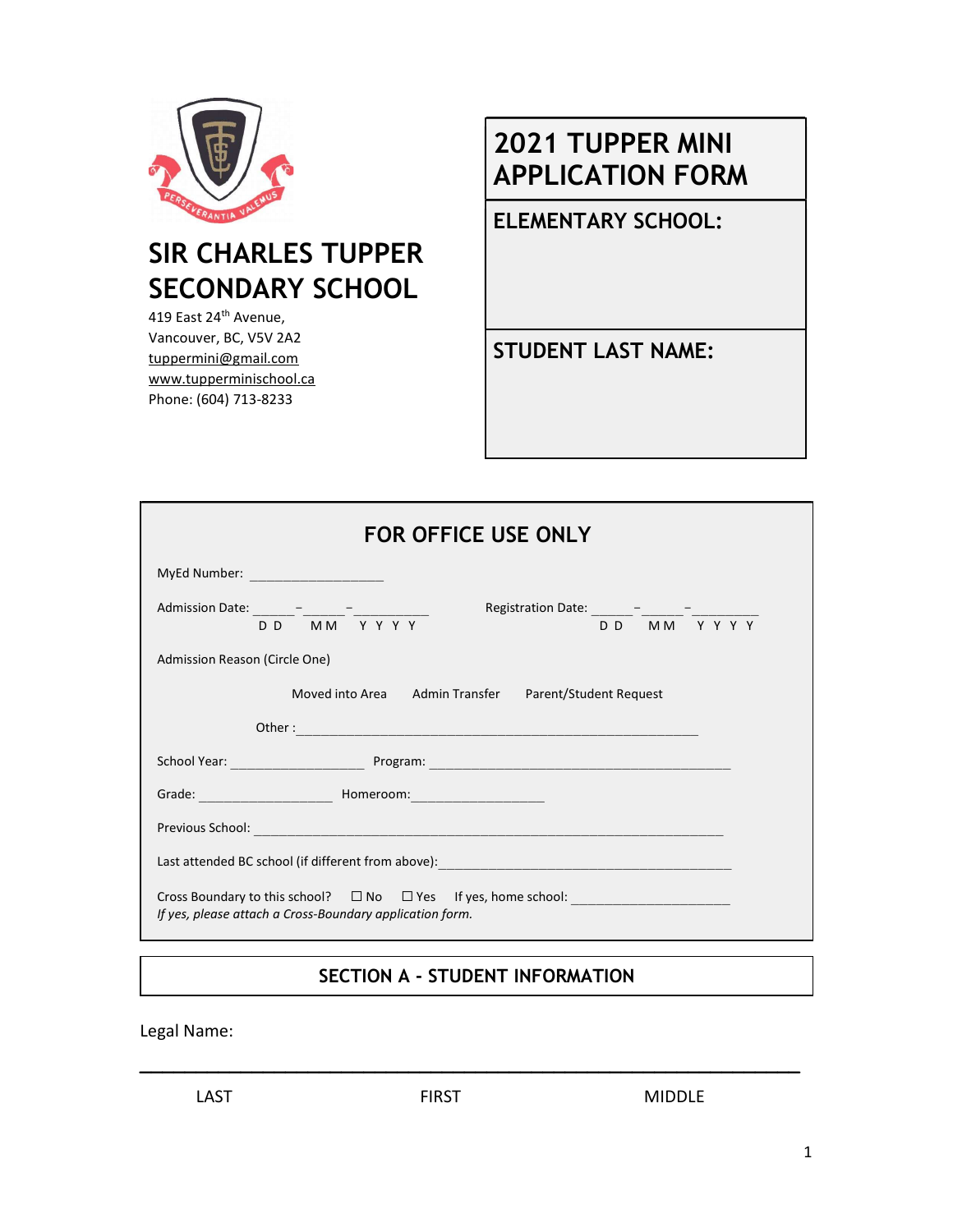# SIR CHARLES TUPPER SECONDARY SCHOOL

419 East 24th Avenue,
Vancouver, BC, V5V 2A2
tuppermini@gmail.com
www.tupperminischool.ca
Phone: (604) 713-8233

## 2021 TUPPER MINI APPLICATION FORM

**ELEMENTARY SCHOOL:**

**STUDENT LAST NAME:**

## FOR OFFICE USE ONLY

MyEd Number: ___________________

Admission Date: ______–______–__________ (DD MM YYYY)

Registration Date: ______–______–__________ (DD MM YYYY)

Admission Reason (Circle One)

Moved into Area    Admin Transfer    Parent/Student Request

Other : ________________________________________________________

School Year: ___________________ Program: ____________________________________________

Grade: ___________________ Homeroom: ___________________

Previous School: __________________________________________________________________

Last attended BC school (if different from above): ________________________________________

Cross Boundary to this school? ☐ No ☐ Yes If yes, home school: _______________________

*If yes, please attach a Cross-Boundary application form.*

## SECTION A - STUDENT INFORMATION

Legal Name:

_____________________________________________________________________

LAST FIRST MIDDLE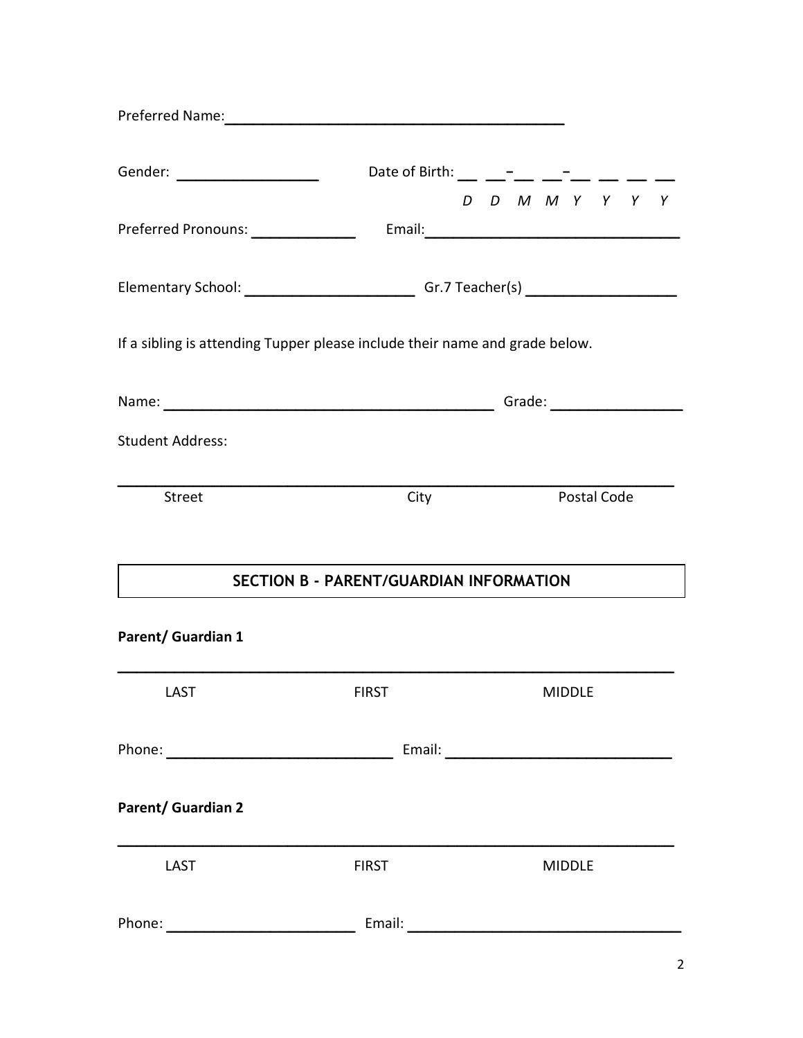Preferred Name: ___________________________________________

Gender: _________________ Date of Birth: __ __-__ __-__ __ __ __

*D D M M Y Y Y Y*

Preferred Pronouns: _____________ Email: _______________________________

Elementary School: _____________________ Gr.7 Teacher(s) __________________

If a sibling is attending Tupper please include their name and grade below.

Name: _________________________________________ Grade: ________________

Student Address:

___________________________________________________________________

Street City Postal Code

## SECTION B - PARENT/GUARDIAN INFORMATION

**Parent/ Guardian 1**

___________________________________________________________________

LAST FIRST MIDDLE

Phone: ____________________________ Email: ____________________________

**Parent/ Guardian 2**

___________________________________________________________________

LAST FIRST MIDDLE

Phone: ________________________ Email: __________________________________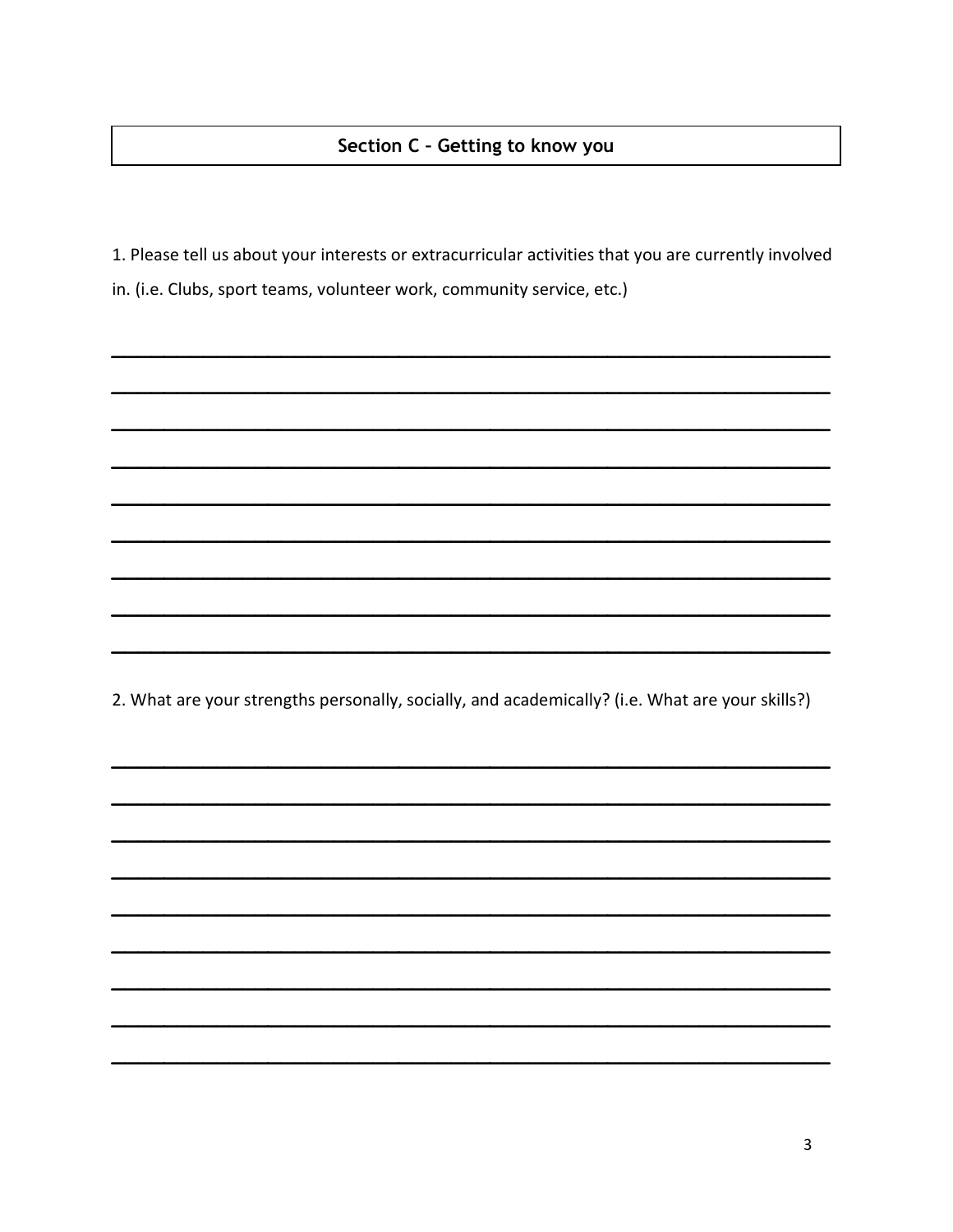## Section C – Getting to know you

1. Please tell us about your interests or extracurricular activities that you are currently involved in. (i.e. Clubs, sport teams, volunteer work, community service, etc.)

2. What are your strengths personally, socially, and academically? (i.e. What are your skills?)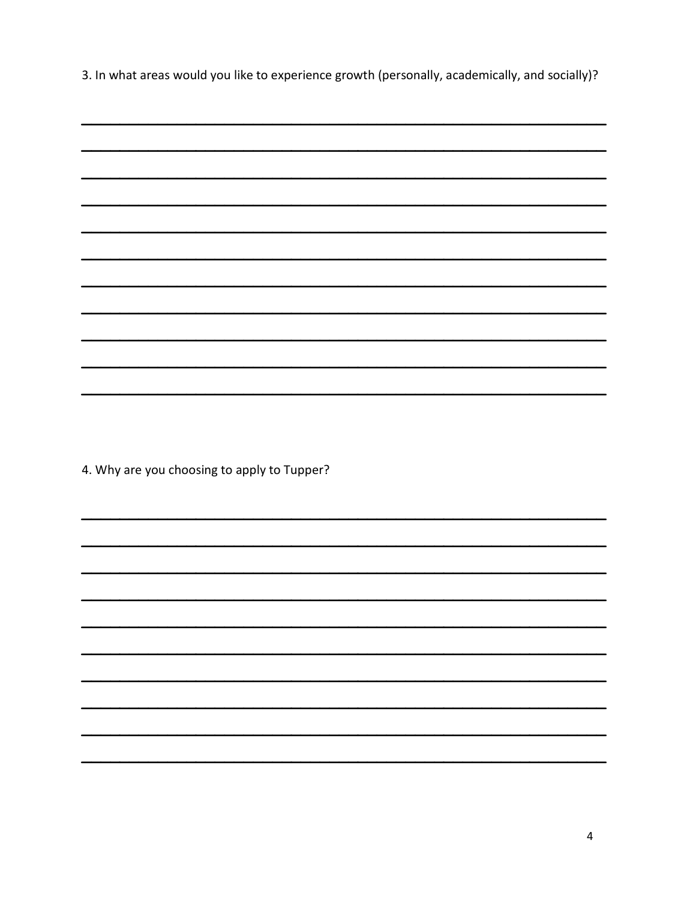3. In what areas would you like to experience growth (personally, academically, and socially)?

\_\_\_\_\_\_\_\_\_\_\_\_\_\_\_\_\_\_\_\_\_\_\_\_\_\_\_\_\_\_\_\_\_\_\_\_\_\_\_\_\_\_\_\_\_\_\_\_\_\_\_\_\_\_\_\_\_\_\_\_

\_\_\_\_\_\_\_\_\_\_\_\_\_\_\_\_\_\_\_\_\_\_\_\_\_\_\_\_\_\_\_\_\_\_\_\_\_\_\_\_\_\_\_\_\_\_\_\_\_\_\_\_\_\_\_\_\_\_\_\_

\_\_\_\_\_\_\_\_\_\_\_\_\_\_\_\_\_\_\_\_\_\_\_\_\_\_\_\_\_\_\_\_\_\_\_\_\_\_\_\_\_\_\_\_\_\_\_\_\_\_\_\_\_\_\_\_\_\_\_\_

\_\_\_\_\_\_\_\_\_\_\_\_\_\_\_\_\_\_\_\_\_\_\_\_\_\_\_\_\_\_\_\_\_\_\_\_\_\_\_\_\_\_\_\_\_\_\_\_\_\_\_\_\_\_\_\_\_\_\_\_

\_\_\_\_\_\_\_\_\_\_\_\_\_\_\_\_\_\_\_\_\_\_\_\_\_\_\_\_\_\_\_\_\_\_\_\_\_\_\_\_\_\_\_\_\_\_\_\_\_\_\_\_\_\_\_\_\_\_\_\_

\_\_\_\_\_\_\_\_\_\_\_\_\_\_\_\_\_\_\_\_\_\_\_\_\_\_\_\_\_\_\_\_\_\_\_\_\_\_\_\_\_\_\_\_\_\_\_\_\_\_\_\_\_\_\_\_\_\_\_\_

\_\_\_\_\_\_\_\_\_\_\_\_\_\_\_\_\_\_\_\_\_\_\_\_\_\_\_\_\_\_\_\_\_\_\_\_\_\_\_\_\_\_\_\_\_\_\_\_\_\_\_\_\_\_\_\_\_\_\_\_

\_\_\_\_\_\_\_\_\_\_\_\_\_\_\_\_\_\_\_\_\_\_\_\_\_\_\_\_\_\_\_\_\_\_\_\_\_\_\_\_\_\_\_\_\_\_\_\_\_\_\_\_\_\_\_\_\_\_\_\_

\_\_\_\_\_\_\_\_\_\_\_\_\_\_\_\_\_\_\_\_\_\_\_\_\_\_\_\_\_\_\_\_\_\_\_\_\_\_\_\_\_\_\_\_\_\_\_\_\_\_\_\_\_\_\_\_\_\_\_\_

\_\_\_\_\_\_\_\_\_\_\_\_\_\_\_\_\_\_\_\_\_\_\_\_\_\_\_\_\_\_\_\_\_\_\_\_\_\_\_\_\_\_\_\_\_\_\_\_\_\_\_\_\_\_\_\_\_\_\_\_

\_\_\_\_\_\_\_\_\_\_\_\_\_\_\_\_\_\_\_\_\_\_\_\_\_\_\_\_\_\_\_\_\_\_\_\_\_\_\_\_\_\_\_\_\_\_\_\_\_\_\_\_\_\_\_\_\_\_\_\_

4. Why are you choosing to apply to Tupper?

\_\_\_\_\_\_\_\_\_\_\_\_\_\_\_\_\_\_\_\_\_\_\_\_\_\_\_\_\_\_\_\_\_\_\_\_\_\_\_\_\_\_\_\_\_\_\_\_\_\_\_\_\_\_\_\_\_\_\_\_

\_\_\_\_\_\_\_\_\_\_\_\_\_\_\_\_\_\_\_\_\_\_\_\_\_\_\_\_\_\_\_\_\_\_\_\_\_\_\_\_\_\_\_\_\_\_\_\_\_\_\_\_\_\_\_\_\_\_\_\_

\_\_\_\_\_\_\_\_\_\_\_\_\_\_\_\_\_\_\_\_\_\_\_\_\_\_\_\_\_\_\_\_\_\_\_\_\_\_\_\_\_\_\_\_\_\_\_\_\_\_\_\_\_\_\_\_\_\_\_\_

\_\_\_\_\_\_\_\_\_\_\_\_\_\_\_\_\_\_\_\_\_\_\_\_\_\_\_\_\_\_\_\_\_\_\_\_\_\_\_\_\_\_\_\_\_\_\_\_\_\_\_\_\_\_\_\_\_\_\_\_

\_\_\_\_\_\_\_\_\_\_\_\_\_\_\_\_\_\_\_\_\_\_\_\_\_\_\_\_\_\_\_\_\_\_\_\_\_\_\_\_\_\_\_\_\_\_\_\_\_\_\_\_\_\_\_\_\_\_\_\_

\_\_\_\_\_\_\_\_\_\_\_\_\_\_\_\_\_\_\_\_\_\_\_\_\_\_\_\_\_\_\_\_\_\_\_\_\_\_\_\_\_\_\_\_\_\_\_\_\_\_\_\_\_\_\_\_\_\_\_\_

\_\_\_\_\_\_\_\_\_\_\_\_\_\_\_\_\_\_\_\_\_\_\_\_\_\_\_\_\_\_\_\_\_\_\_\_\_\_\_\_\_\_\_\_\_\_\_\_\_\_\_\_\_\_\_\_\_\_\_\_

\_\_\_\_\_\_\_\_\_\_\_\_\_\_\_\_\_\_\_\_\_\_\_\_\_\_\_\_\_\_\_\_\_\_\_\_\_\_\_\_\_\_\_\_\_\_\_\_\_\_\_\_\_\_\_\_\_\_\_\_

\_\_\_\_\_\_\_\_\_\_\_\_\_\_\_\_\_\_\_\_\_\_\_\_\_\_\_\_\_\_\_\_\_\_\_\_\_\_\_\_\_\_\_\_\_\_\_\_\_\_\_\_\_\_\_\_\_\_\_\_

\_\_\_\_\_\_\_\_\_\_\_\_\_\_\_\_\_\_\_\_\_\_\_\_\_\_\_\_\_\_\_\_\_\_\_\_\_\_\_\_\_\_\_\_\_\_\_\_\_\_\_\_\_\_\_\_\_\_\_\_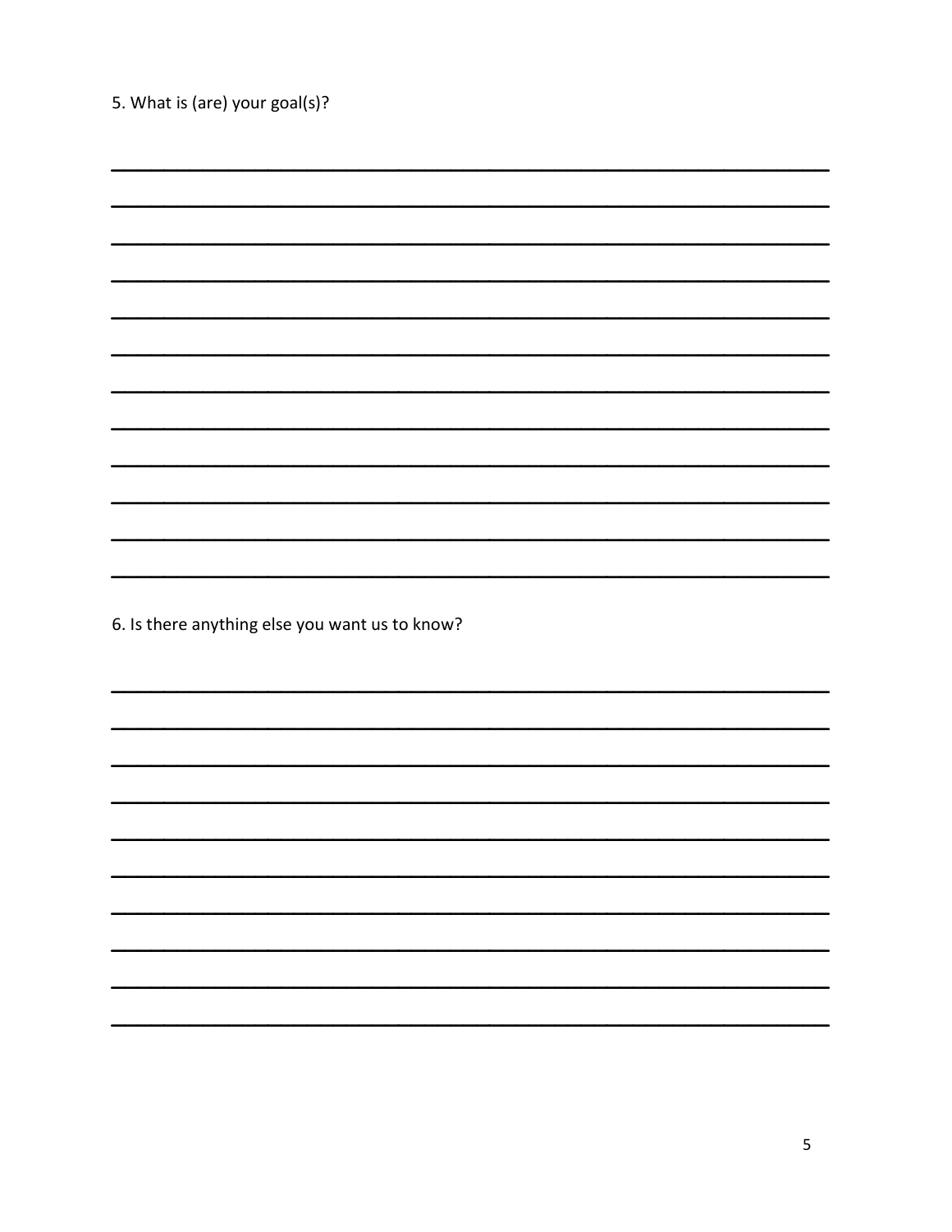5. What is (are) your goal(s)?

______________________________________________________________________

______________________________________________________________________

______________________________________________________________________

______________________________________________________________________

______________________________________________________________________

______________________________________________________________________

______________________________________________________________________

______________________________________________________________________

______________________________________________________________________

______________________________________________________________________

______________________________________________________________________

______________________________________________________________________

6. Is there anything else you want us to know?

______________________________________________________________________

______________________________________________________________________

______________________________________________________________________

______________________________________________________________________

______________________________________________________________________

______________________________________________________________________

______________________________________________________________________

______________________________________________________________________

______________________________________________________________________

______________________________________________________________________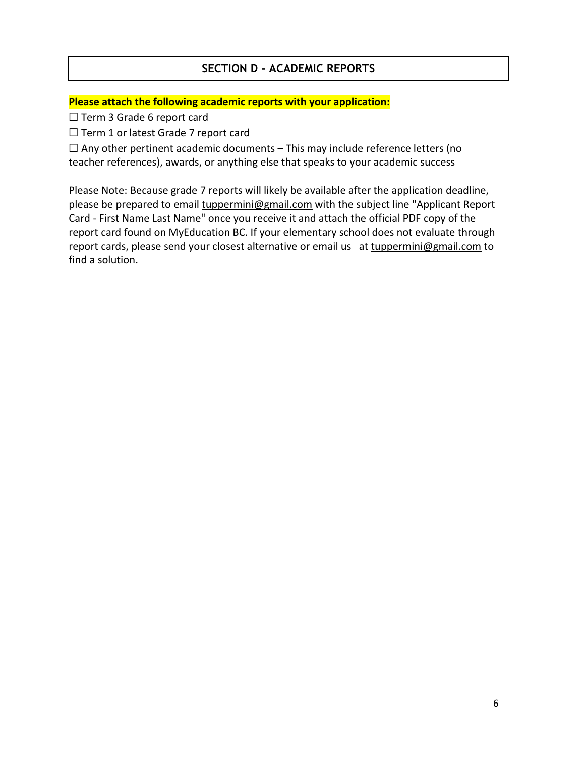## SECTION D - ACADEMIC REPORTS

**Please attach the following academic reports with your application:**

☐ Term 3 Grade 6 report card

☐ Term 1 or latest Grade 7 report card

☐ Any other pertinent academic documents – This may include reference letters (no teacher references), awards, or anything else that speaks to your academic success

Please Note: Because grade 7 reports will likely be available after the application deadline, please be prepared to email tuppermini@gmail.com with the subject line "Applicant Report Card - First Name Last Name" once you receive it and attach the official PDF copy of the report card found on MyEducation BC. If your elementary school does not evaluate through report cards, please send your closest alternative or email us at tuppermini@gmail.com to find a solution.